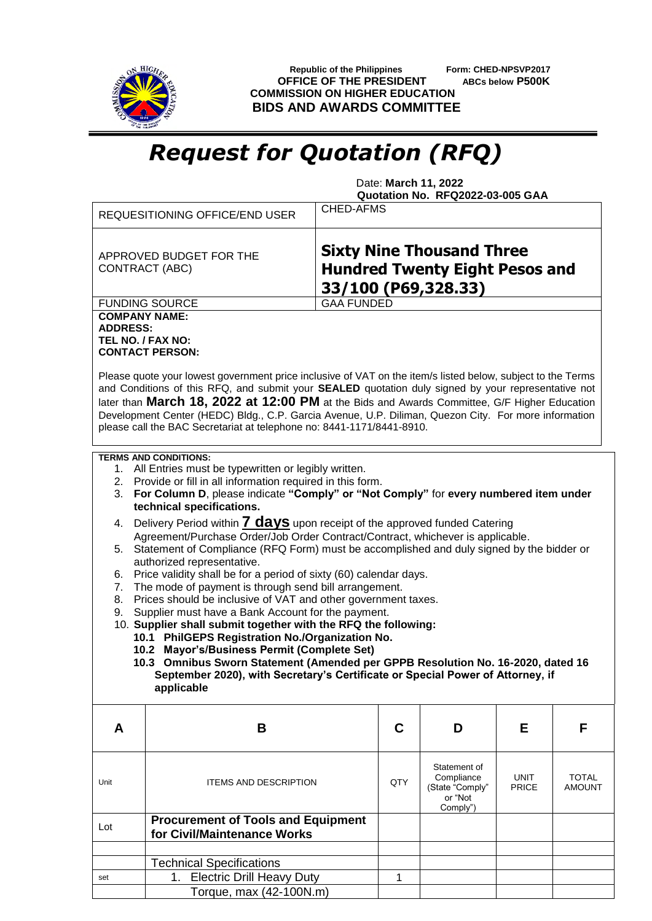Republic of the Philippines
**OFFICE OF THE PRESIDENT**
**COMMISSION ON HIGHER EDUCATION**
**BIDS AND AWARDS COMMITTEE**

**Form: CHED-NPSVP2017**
**ABCs below P500K**

# *Request for Quotation (RFQ)*

Date: **March 11, 2022**
**Quotation No. RFQ2022-03-005 GAA**

| | |
|---|---|
| REQUESITIONING OFFICE/END USER | CHED-AFMS |
| APPROVED BUDGET FOR THE CONTRACT (ABC) | **Sixty Nine Thousand Three Hundred Twenty Eight Pesos and 33/100 (P69,328.33)** |
| FUNDING SOURCE | GAA FUNDED |

**COMPANY NAME:**
**ADDRESS:**
**TEL NO. / FAX NO:**
**CONTACT PERSON:**

Please quote your lowest government price inclusive of VAT on the item/s listed below, subject to the Terms and Conditions of this RFQ, and submit your **SEALED** quotation duly signed by your representative not later than **March 18, 2022 at 12:00 PM** at the Bids and Awards Committee, G/F Higher Education Development Center (HEDC) Bldg., C.P. Garcia Avenue, U.P. Diliman, Quezon City. For more information please call the BAC Secretariat at telephone no: 8441-1171/8441-8910.

**TERMS AND CONDITIONS:**

1. All Entries must be typewritten or legibly written.
2. Provide or fill in all information required in this form.
3. **For Column D**, please indicate **"Comply" or "Not Comply"** for **every numbered item under technical specifications.**
4. Delivery Period within **7 days** upon receipt of the approved funded Catering Agreement/Purchase Order/Job Order Contract/Contract, whichever is applicable.
5. Statement of Compliance (RFQ Form) must be accomplished and duly signed by the bidder or authorized representative.
6. Price validity shall be for a period of sixty (60) calendar days.
7. The mode of payment is through send bill arrangement.
8. Prices should be inclusive of VAT and other government taxes.
9. Supplier must have a Bank Account for the payment.
10. **Supplier shall submit together with the RFQ the following:**
    - **10.1 PhilGEPS Registration No./Organization No.**
    - **10.2 Mayor's/Business Permit (Complete Set)**
    - **10.3 Omnibus Sworn Statement (Amended per GPPB Resolution No. 16-2020, dated 16 September 2020), with Secretary's Certificate or Special Power of Attorney, if applicable**

| A | B | C | D | E | F |
|---|---|---|---|---|---|
| Unit | ITEMS AND DESCRIPTION | QTY | Statement of Compliance (State "Comply" or "Not Comply") | UNIT PRICE | TOTAL AMOUNT |
| Lot | **Procurement of Tools and Equipment for Civil/Maintenance Works** | | | | |
| | | | | | |
| | Technical Specifications | | | | |
| set | 1. Electric Drill Heavy Duty | 1 | | | |
| | Torque, max (42-100N.m) | | | | |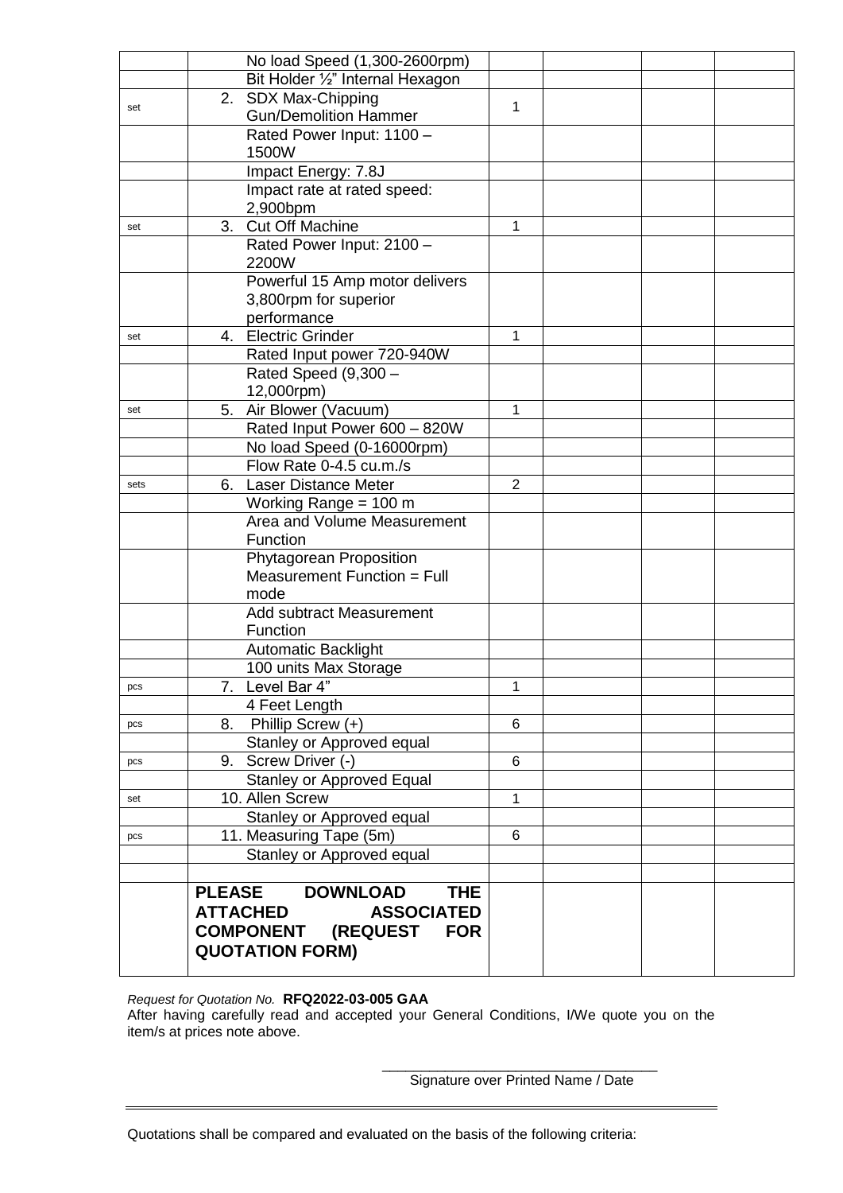|  |  |  |  |  |  |
|---|---|---|---|---|---|
|  | No load Speed (1,300-2600rpm) |  |  |  |  |
|  | Bit Holder ½" Internal Hexagon |  |  |  |  |
| set | 2. SDX Max-Chipping Gun/Demolition Hammer | 1 |  |  |  |
|  | Rated Power Input: 1100 – 1500W |  |  |  |  |
|  | Impact Energy: 7.8J |  |  |  |  |
|  | Impact rate at rated speed: 2,900bpm |  |  |  |  |
| set | 3. Cut Off Machine | 1 |  |  |  |
|  | Rated Power Input: 2100 – 2200W |  |  |  |  |
|  | Powerful 15 Amp motor delivers 3,800rpm for superior performance |  |  |  |  |
| set | 4. Electric Grinder | 1 |  |  |  |
|  | Rated Input power 720-940W |  |  |  |  |
|  | Rated Speed (9,300 – 12,000rpm) |  |  |  |  |
| set | 5. Air Blower (Vacuum) | 1 |  |  |  |
|  | Rated Input Power 600 – 820W |  |  |  |  |
|  | No load Speed (0-16000rpm) |  |  |  |  |
|  | Flow Rate 0-4.5 cu.m./s |  |  |  |  |
| sets | 6. Laser Distance Meter | 2 |  |  |  |
|  | Working Range = 100 m |  |  |  |  |
|  | Area and Volume Measurement Function |  |  |  |  |
|  | Phytagorean Proposition Measurement Function = Full mode |  |  |  |  |
|  | Add subtract Measurement Function |  |  |  |  |
|  | Automatic Backlight |  |  |  |  |
|  | 100 units Max Storage |  |  |  |  |
| pcs | 7. Level Bar 4" | 1 |  |  |  |
|  | 4 Feet Length |  |  |  |  |
| pcs | 8. Phillip Screw (+) | 6 |  |  |  |
|  | Stanley or Approved equal |  |  |  |  |
| pcs | 9. Screw Driver (-) | 6 |  |  |  |
|  | Stanley or Approved Equal |  |  |  |  |
| set | 10. Allen Screw | 1 |  |  |  |
|  | Stanley or Approved equal |  |  |  |  |
| pcs | 11. Measuring Tape (5m) | 6 |  |  |  |
|  | Stanley or Approved equal |  |  |  |  |
|  |  |  |  |  |  |
|  | **PLEASE DOWNLOAD THE ATTACHED ASSOCIATED COMPONENT (REQUEST FOR QUOTATION FORM)** |  |  |  |  |

*Request for Quotation No.* **RFQ2022-03-005 GAA**

After having carefully read and accepted your General Conditions, I/We quote you on the item/s at prices note above.

\_\_\_\_\_\_\_\_\_\_\_\_\_\_\_\_\_\_\_\_\_\_\_\_\_\_\_\_\_\_\_\_\_\_\_\_

Signature over Printed Name / Date

---

Quotations shall be compared and evaluated on the basis of the following criteria: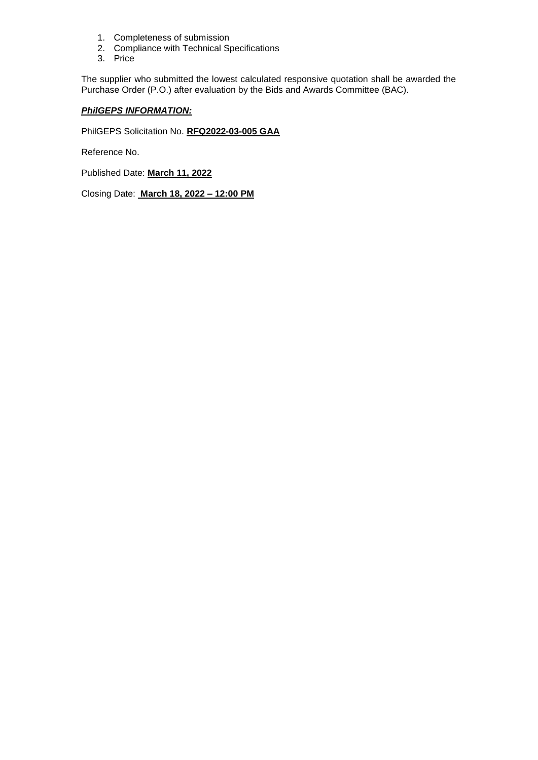1. Completeness of submission
2. Compliance with Technical Specifications
3. Price

The supplier who submitted the lowest calculated responsive quotation shall be awarded the Purchase Order (P.O.) after evaluation by the Bids and Awards Committee (BAC).

***PhilGEPS INFORMATION:***

PhilGEPS Solicitation No. **RFQ2022-03-005 GAA**

Reference No.

Published Date: **March 11, 2022**

Closing Date: **March 18, 2022 – 12:00 PM**